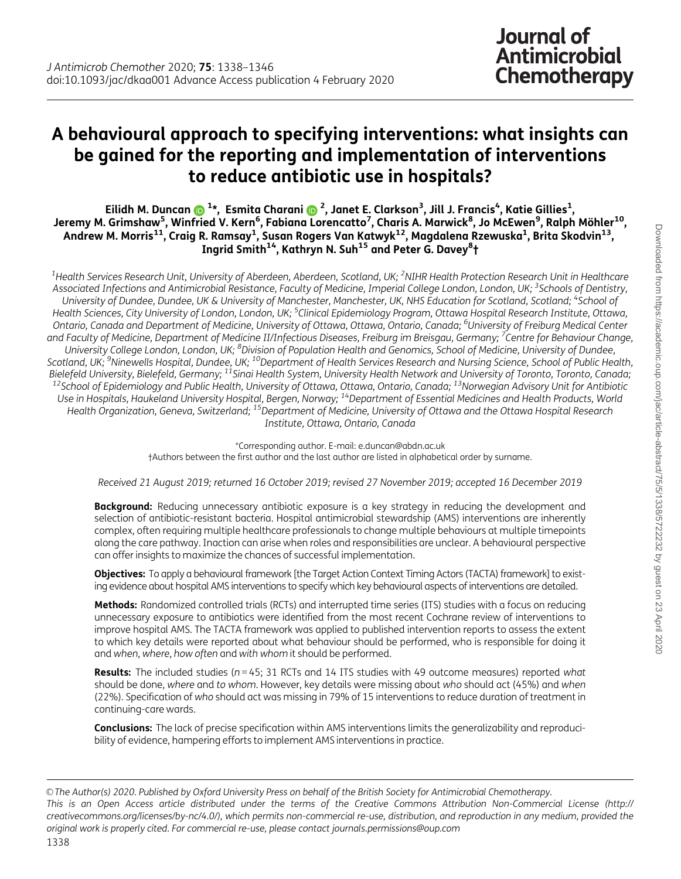# A behavioural approach to specifying interventions: what insights can be gained for the reporting and implementation of interventions to reduce antibiotic use in hospitals?

**Eilidh M. Duncan[1]*, Esmita Charani[2], Janet E. Clarkson[3], Jill J. Francis[4], Katie Gillies[1], Jeremy M. Grimshaw[5], Winfried V. Kern[6], Fabiana Lorencatto[7], Charis A. Marwick[8], Jo McEwen[9], Ralph Möhler[10], Andrew M. Morris[11], Craig R. Ramsay[1], Susan Rogers Van Katwyk[12], Magdalena Rzewuska[1], Brita Skodvin[13], Ingrid Smith[14], Kathryn N. Suh[15] and Peter G. Davey[8]†**

[1]*Health Services Research Unit, University of Aberdeen, Aberdeen, Scotland, UK;* [2]*NIHR Health Protection Research Unit in Healthcare Associated Infections and Antimicrobial Resistance, Faculty of Medicine, Imperial College London, London, UK;* [3]*Schools of Dentistry, University of Dundee, Dundee, UK & University of Manchester, Manchester, UK, NHS Education for Scotland, Scotland;* [4]*School of Health Sciences, City University of London, London, UK;* [5]*Clinical Epidemiology Program, Ottawa Hospital Research Institute, Ottawa, Ontario, Canada and Department of Medicine, University of Ottawa, Ottawa, Ontario, Canada;* [6]*University of Freiburg Medical Center and Faculty of Medicine, Department of Medicine II/Infectious Diseases, Freiburg im Breisgau, Germany;* [7]*Centre for Behaviour Change, University College London, London, UK;* [8]*Division of Population Health and Genomics, School of Medicine, University of Dundee, Scotland, UK;* [9]*Ninewells Hospital, Dundee, UK;* [10]*Department of Health Services Research and Nursing Science, School of Public Health, Bielefeld University, Bielefeld, Germany;* [11]*Sinai Health System, University Health Network and University of Toronto, Toronto, Canada;* [12]*School of Epidemiology and Public Health, University of Ottawa, Ottawa, Ontario, Canada;* [13]*Norwegian Advisory Unit for Antibiotic Use in Hospitals, Haukeland University Hospital, Bergen, Norway;* [14]*Department of Essential Medicines and Health Products, World Health Organization, Geneva, Switzerland;* [15]*Department of Medicine, University of Ottawa and the Ottawa Hospital Research Institute, Ottawa, Ontario, Canada*

*Corresponding author. E-mail: e.duncan@abdn.ac.uk
†Authors between the first author and the last author are listed in alphabetical order by surname.

*Received 21 August 2019; returned 16 October 2019; revised 27 November 2019; accepted 16 December 2019*

**Background:** Reducing unnecessary antibiotic exposure is a key strategy in reducing the development and selection of antibiotic-resistant bacteria. Hospital antimicrobial stewardship (AMS) interventions are inherently complex, often requiring multiple healthcare professionals to change multiple behaviours at multiple timepoints along the care pathway. Inaction can arise when roles and responsibilities are unclear. A behavioural perspective can offer insights to maximize the chances of successful implementation.

**Objectives:** To apply a behavioural framework [the Target Action Context Timing Actors (TACTA) framework] to existing evidence about hospital AMS interventions to specify which key behavioural aspects of interventions are detailed.

**Methods:** Randomized controlled trials (RCTs) and interrupted time series (ITS) studies with a focus on reducing unnecessary exposure to antibiotics were identified from the most recent Cochrane review of interventions to improve hospital AMS. The TACTA framework was applied to published intervention reports to assess the extent to which key details were reported about what behaviour should be performed, who is responsible for doing it and *when*, *where*, *how often* and *with whom* it should be performed.

**Results:** The included studies (*n* = 45; 31 RCTs and 14 ITS studies with 49 outcome measures) reported *what* should be done, *where* and *to whom*. However, key details were missing about *who* should act (45%) and *when* (22%). Specification of *who* should act was missing in 79% of 15 interventions to reduce duration of treatment in continuing-care wards.

**Conclusions:** The lack of precise specification within AMS interventions limits the generalizability and reproducibility of evidence, hampering efforts to implement AMS interventions in practice.

© *The Author(s) 2020. Published by Oxford University Press on behalf of the British Society for Antimicrobial Chemotherapy. This is an Open Access article distributed under the terms of the Creative Commons Attribution Non-Commercial License (http://creativecommons.org/licenses/by-nc/4.0/), which permits non-commercial re-use, distribution, and reproduction in any medium, provided the original work is properly cited. For commercial re-use, please contact journals.permissions@oup.com*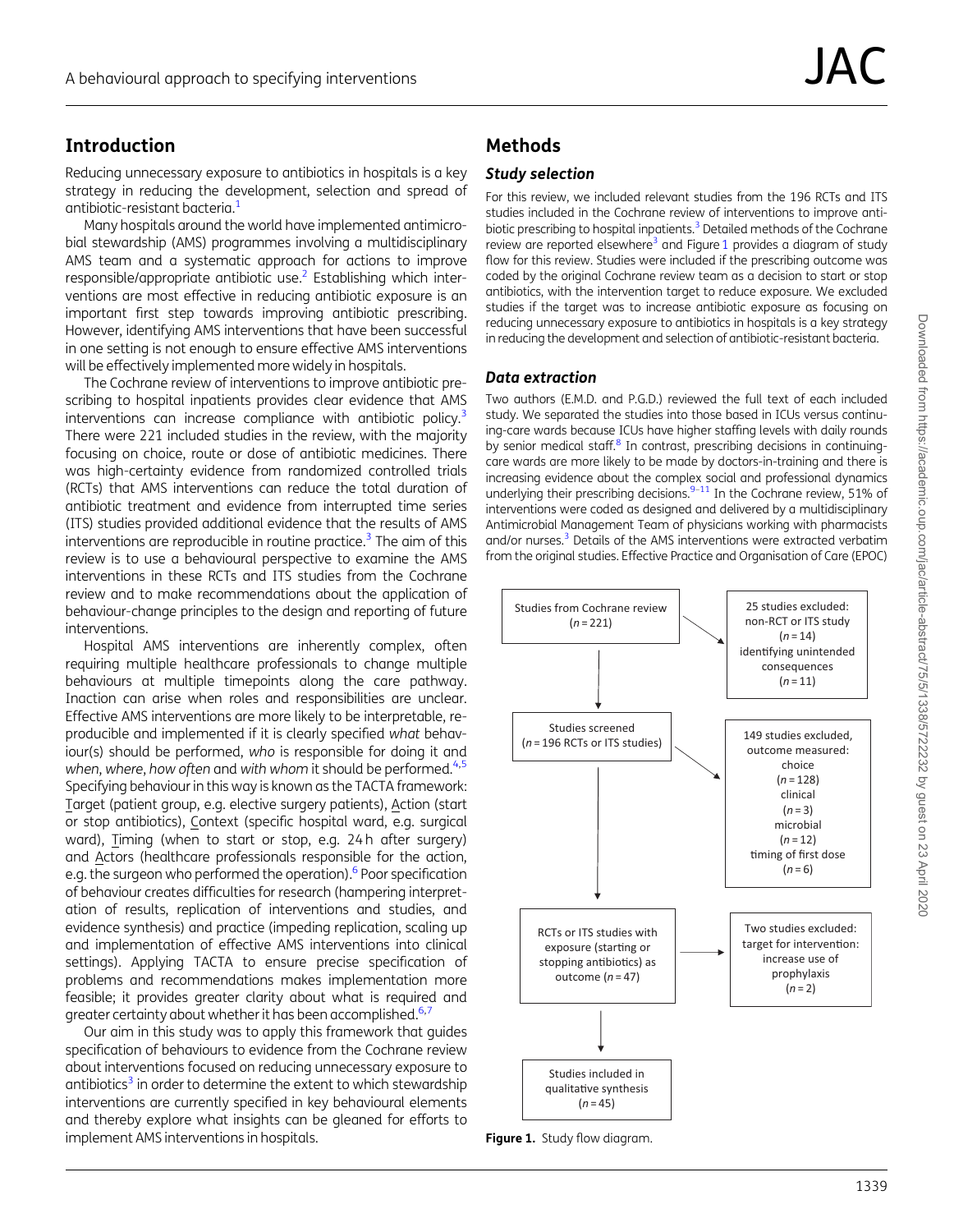## Introduction

Reducing unnecessary exposure to antibiotics in hospitals is a key strategy in reducing the development, selection and spread of antibiotic-resistant bacteria.[1]

Many hospitals around the world have implemented antimicrobial stewardship (AMS) programmes involving a multidisciplinary AMS team and a systematic approach for actions to improve responsible/appropriate antibiotic use.[2] Establishing which interventions are most effective in reducing antibiotic exposure is an important first step towards improving antibiotic prescribing. However, identifying AMS interventions that have been successful in one setting is not enough to ensure effective AMS interventions will be effectively implemented more widely in hospitals.

The Cochrane review of interventions to improve antibiotic prescribing to hospital inpatients provides clear evidence that AMS interventions can increase compliance with antibiotic policy.[3] There were 221 included studies in the review, with the majority focusing on choice, route or dose of antibiotic medicines. There was high-certainty evidence from randomized controlled trials (RCTs) that AMS interventions can reduce the total duration of antibiotic treatment and evidence from interrupted time series (ITS) studies provided additional evidence that the results of AMS interventions are reproducible in routine practice.[3] The aim of this review is to use a behavioural perspective to examine the AMS interventions in these RCTs and ITS studies from the Cochrane review and to make recommendations about the application of behaviour-change principles to the design and reporting of future interventions.

Hospital AMS interventions are inherently complex, often requiring multiple healthcare professionals to change multiple behaviours at multiple timepoints along the care pathway. Inaction can arise when roles and responsibilities are unclear. Effective AMS interventions are more likely to be interpretable, reproducible and implemented if it is clearly specified *what* behaviour(s) should be performed, *who* is responsible for doing it and *when*, *where*, *how often* and *with whom* it should be performed.[4,5] Specifying behaviour in this way is known as the TACTA framework: Target (patient group, e.g. elective surgery patients), Action (start or stop antibiotics), Context (specific hospital ward, e.g. surgical ward), Timing (when to start or stop, e.g. 24 h after surgery) and Actors (healthcare professionals responsible for the action, e.g. the surgeon who performed the operation).[6] Poor specification of behaviour creates difficulties for research (hampering interpretation of results, replication of interventions and studies, and evidence synthesis) and practice (impeding replication, scaling up and implementation of effective AMS interventions into clinical settings). Applying TACTA to ensure precise specification of problems and recommendations makes implementation more feasible; it provides greater clarity about what is required and greater certainty about whether it has been accomplished.[6,7]

Our aim in this study was to apply this framework that guides specification of behaviours to evidence from the Cochrane review about interventions focused on reducing unnecessary exposure to antibiotics[3] in order to determine the extent to which stewardship interventions are currently specified in key behavioural elements and thereby explore what insights can be gleaned for efforts to implement AMS interventions in hospitals.

## Methods

### *Study selection*

For this review, we included relevant studies from the 196 RCTs and ITS studies included in the Cochrane review of interventions to improve antibiotic prescribing to hospital inpatients.[3] Detailed methods of the Cochrane review are reported elsewhere[3] and Figure 1 provides a diagram of study flow for this review. Studies were included if the prescribing outcome was coded by the original Cochrane review team as a decision to start or stop antibiotics, with the intervention target to reduce exposure. We excluded studies if the target was to increase antibiotic exposure as focusing on reducing unnecessary exposure to antibiotics in hospitals is a key strategy in reducing the development and selection of antibiotic-resistant bacteria.

### *Data extraction*

Two authors (E.M.D. and P.G.D.) reviewed the full text of each included study. We separated the studies into those based in ICUs versus continuing-care wards because ICUs have higher staffing levels with daily rounds by senior medical staff.[8] In contrast, prescribing decisions in continuing-care wards are more likely to be made by doctors-in-training and there is increasing evidence about the complex social and professional dynamics underlying their prescribing decisions.[9–11] In the Cochrane review, 51% of interventions were coded as designed and delivered by a multidisciplinary Antimicrobial Management Team of physicians working with pharmacists and/or nurses.[3] Details of the AMS interventions were extracted verbatim from the original studies. Effective Practice and Organisation of Care (EPOC)

Studies from Cochrane review ($n = 221$)
→ 25 studies excluded: non-RCT or ITS study ($n = 14$); identifying unintended consequences ($n = 11$)

Studies screened ($n = 196$ RCTs or ITS studies)
→ 149 studies excluded, outcome measured: choice ($n = 128$); clinical ($n = 3$); microbial ($n = 12$); timing of first dose ($n = 6$)

RCTs or ITS studies with exposure (starting or stopping antibiotics) as outcome ($n = 47$)
→ Two studies excluded: target for intervention: increase use of prophylaxis ($n = 2$)

Studies included in qualitative synthesis ($n = 45$)

**Figure 1.** Study flow diagram.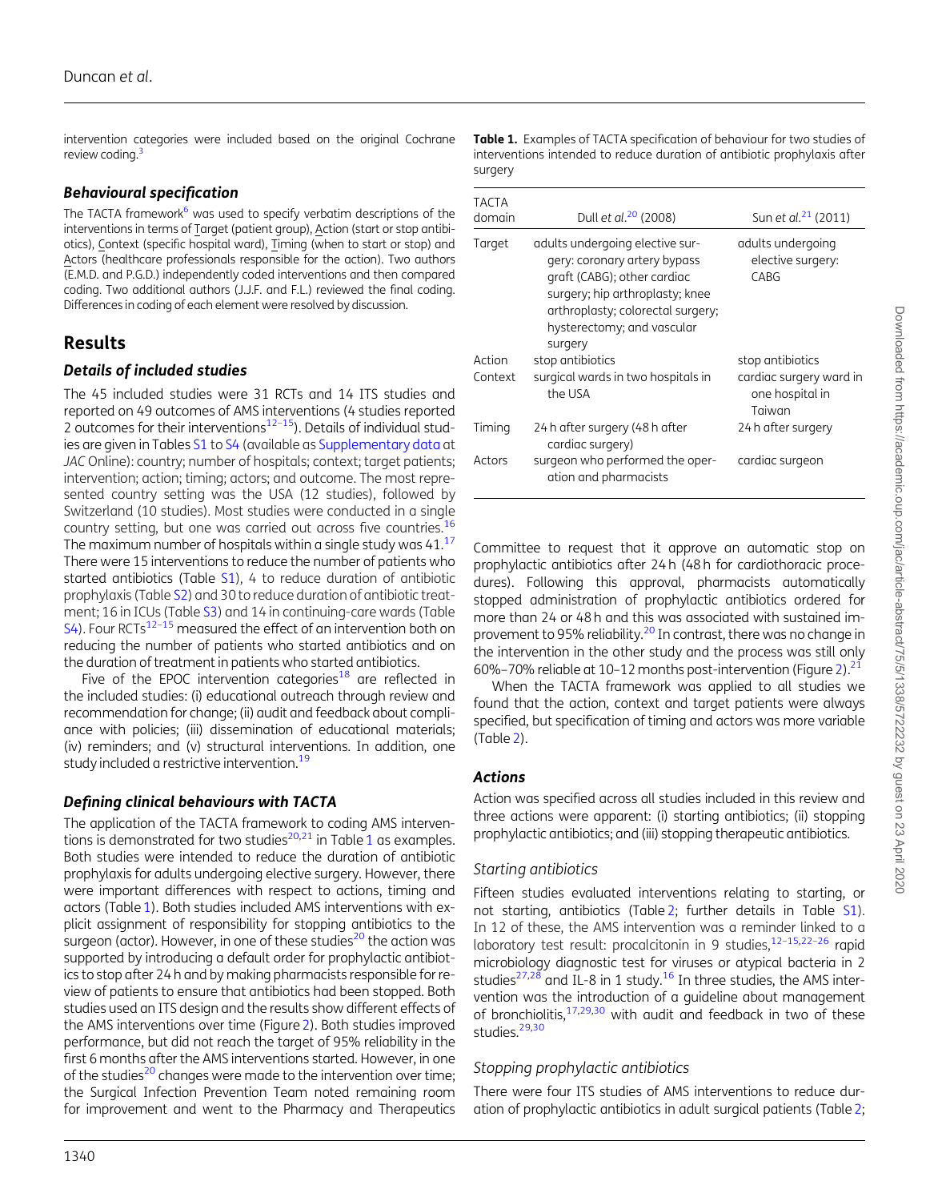intervention categories were included based on the original Cochrane review coding.[3]

### *Behavioural specification*

The TACTA framework[6] was used to specify verbatim descriptions of the interventions in terms of Target (patient group), Action (start or stop antibiotics), Context (specific hospital ward), Timing (when to start or stop) and Actors (healthcare professionals responsible for the action). Two authors (E.M.D. and P.G.D.) independently coded interventions and then compared coding. Two additional authors (J.J.F. and F.L.) reviewed the final coding. Differences in coding of each element were resolved by discussion.

## Results

### *Details of included studies*

The 45 included studies were 31 RCTs and 14 ITS studies and reported on 49 outcomes of AMS interventions (4 studies reported 2 outcomes for their interventions[12–15]). Details of individual studies are given in Tables S1 to S4 (available as Supplementary data at *JAC* Online): country; number of hospitals; context; target patients; intervention; action; timing; actors; and outcome. The most represented country setting was the USA (12 studies), followed by Switzerland (10 studies). Most studies were conducted in a single country setting, but one was carried out across five countries.[16] The maximum number of hospitals within a single study was 41.[17] There were 15 interventions to reduce the number of patients who started antibiotics (Table S1), 4 to reduce duration of antibiotic prophylaxis (Table S2) and 30 to reduce duration of antibiotic treatment; 16 in ICUs (Table S3) and 14 in continuing-care wards (Table S4). Four RCTs[12–15] measured the effect of an intervention both on reducing the number of patients who started antibiotics and on the duration of treatment in patients who started antibiotics.

Five of the EPOC intervention categories[18] are reflected in the included studies: (i) educational outreach through review and recommendation for change; (ii) audit and feedback about compliance with policies; (iii) dissemination of educational materials; (iv) reminders; and (v) structural interventions. In addition, one study included a restrictive intervention.[19]

### *Defining clinical behaviours with TACTA*

The application of the TACTA framework to coding AMS interventions is demonstrated for two studies[20,21] in Table 1 as examples. Both studies were intended to reduce the duration of antibiotic prophylaxis for adults undergoing elective surgery. However, there were important differences with respect to actions, timing and actors (Table 1). Both studies included AMS interventions with explicit assignment of responsibility for stopping antibiotics to the surgeon (actor). However, in one of these studies[20] the action was supported by introducing a default order for prophylactic antibiotics to stop after 24 h and by making pharmacists responsible for review of patients to ensure that antibiotics had been stopped. Both studies used an ITS design and the results show different effects of the AMS interventions over time (Figure 2). Both studies improved performance, but did not reach the target of 95% reliability in the first 6 months after the AMS interventions started. However, in one of the studies[20] changes were made to the intervention over time; the Surgical Infection Prevention Team noted remaining room for improvement and went to the Pharmacy and Therapeutics Committee to request that it approve an automatic stop on prophylactic antibiotics after 24 h (48 h for cardiothoracic procedures). Following this approval, pharmacists automatically stopped administration of prophylactic antibiotics ordered for more than 24 or 48 h and this was associated with sustained improvement to 95% reliability.[20] In contrast, there was no change in the intervention in the other study and the process was still only 60%–70% reliable at 10–12 months post-intervention (Figure 2).[21]

**Table 1.** Examples of TACTA specification of behaviour for two studies of interventions intended to reduce duration of antibiotic prophylaxis after surgery

| TACTA domain | Dull *et al.*[20] (2008) | Sun *et al.*[21] (2011) |
|---|---|---|
| Target | adults undergoing elective surgery: coronary artery bypass graft (CABG); other cardiac surgery; hip arthroplasty; knee arthroplasty; colorectal surgery; hysterectomy; and vascular surgery | adults undergoing elective surgery: CABG |
| Action | stop antibiotics | stop antibiotics |
| Context | surgical wards in two hospitals in the USA | cardiac surgery ward in one hospital in Taiwan |
| Timing | 24 h after surgery (48 h after cardiac surgery) | 24 h after surgery |
| Actors | surgeon who performed the operation and pharmacists | cardiac surgeon |

When the TACTA framework was applied to all studies we found that the action, context and target patients were always specified, but specification of timing and actors was more variable (Table 2).

### *Actions*

Action was specified across all studies included in this review and three actions were apparent: (i) starting antibiotics; (ii) stopping prophylactic antibiotics; and (iii) stopping therapeutic antibiotics.

#### Starting antibiotics

Fifteen studies evaluated interventions relating to starting, or not starting, antibiotics (Table 2; further details in Table S1). In 12 of these, the AMS intervention was a reminder linked to a laboratory test result: procalcitonin in 9 studies,[12–15,22–26] rapid microbiology diagnostic test for viruses or atypical bacteria in 2 studies[27,28] and IL-8 in 1 study.[16] In three studies, the AMS intervention was the introduction of a guideline about management of bronchiolitis,[17,29,30] with audit and feedback in two of these studies.[29,30]

#### Stopping prophylactic antibiotics

There were four ITS studies of AMS interventions to reduce duration of prophylactic antibiotics in adult surgical patients (Table 2;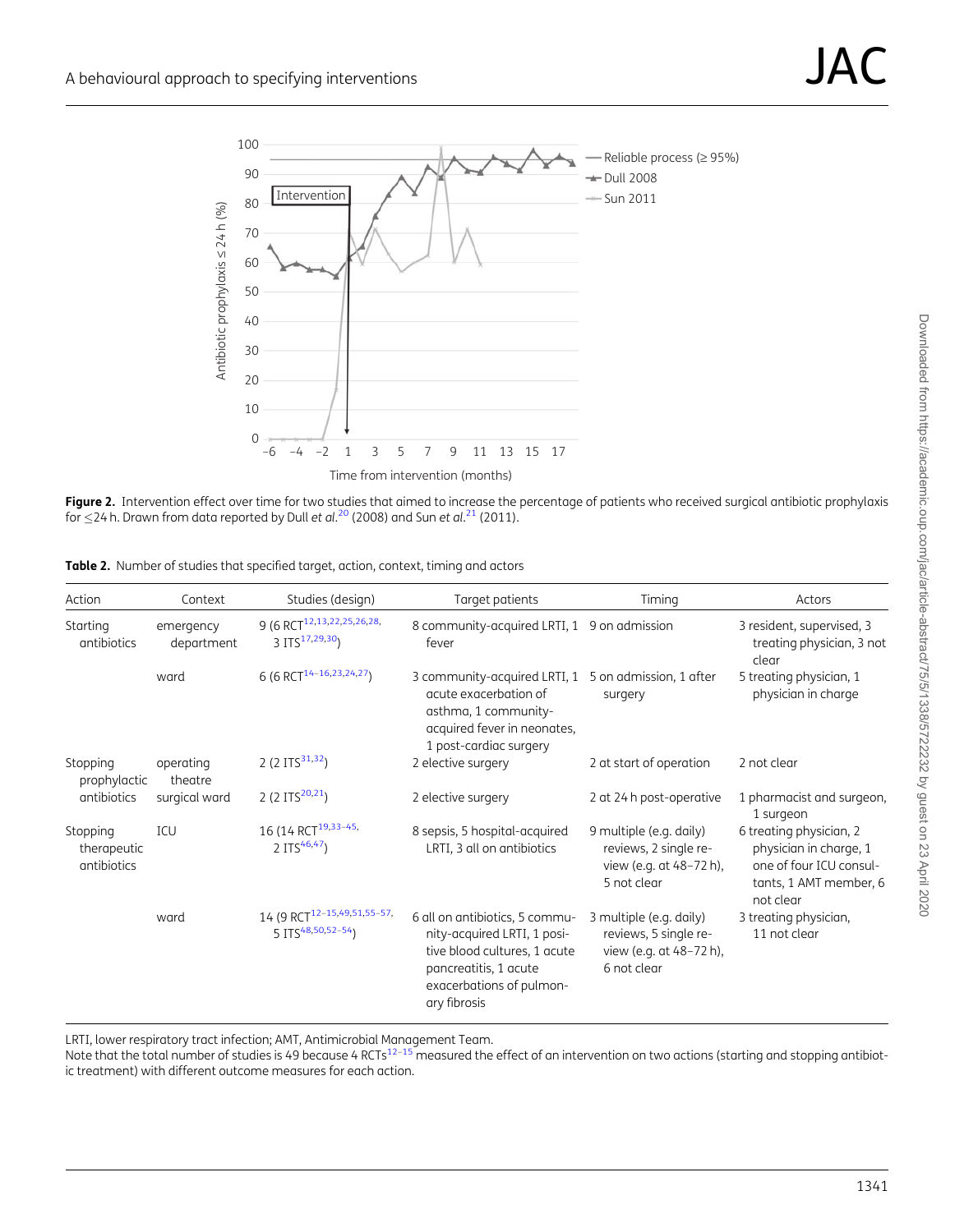**Figure 2.** Intervention effect over time for two studies that aimed to increase the percentage of patients who received surgical antibiotic prophylaxis for ≤24 h. Drawn from data reported by Dull *et al.*[20] (2008) and Sun *et al.*[21] (2011).

**Table 2.** Number of studies that specified target, action, context, timing and actors

| Action | Context | Studies (design) | Target patients | Timing | Actors |
|---|---|---|---|---|---|
| Starting antibiotics | emergency department | 9 (6 RCT[12,13,22,25,26,28], 3 ITS[17,29,30]) | 8 community-acquired LRTI, 1 fever | 9 on admission | 3 resident, supervised, 3 treating physician, 3 not clear |
| | ward | 6 (6 RCT[14–16,23,24,27]) | 3 community-acquired LRTI, 1 acute exacerbation of asthma, 1 community-acquired fever in neonates, 1 post-cardiac surgery | 5 on admission, 1 after surgery | 5 treating physician, 1 physician in charge |
| Stopping prophylactic antibiotics | operating theatre | 2 (2 ITS[31,32]) | 2 elective surgery | 2 at start of operation | 2 not clear |
| | surgical ward | 2 (2 ITS[20,21]) | 2 elective surgery | 2 at 24 h post-operative | 1 pharmacist and surgeon, 1 surgeon |
| Stopping therapeutic antibiotics | ICU | 16 (14 RCT[19,33–45], 2 ITS[46,47]) | 8 sepsis, 5 hospital-acquired LRTI, 3 all on antibiotics | 9 multiple (e.g. daily) reviews, 2 single review (e.g. at 48–72 h), 5 not clear | 6 treating physician, 2 physician in charge, 1 one of four ICU consultants, 1 AMT member, 6 not clear |
| | ward | 14 (9 RCT[12–15,49,51,55–57], 5 ITS[48,50,52–54]) | 6 all on antibiotics, 5 community-acquired LRTI, 1 positive blood cultures, 1 acute pancreatitis, 1 acute exacerbations of pulmonary fibrosis | 3 multiple (e.g. daily) reviews, 5 single review (e.g. at 48–72 h), 6 not clear | 3 treating physician, 11 not clear |

LRTI, lower respiratory tract infection; AMT, Antimicrobial Management Team.
Note that the total number of studies is 49 because 4 RCTs[12–15] measured the effect of an intervention on two actions (starting and stopping antibiotic treatment) with different outcome measures for each action.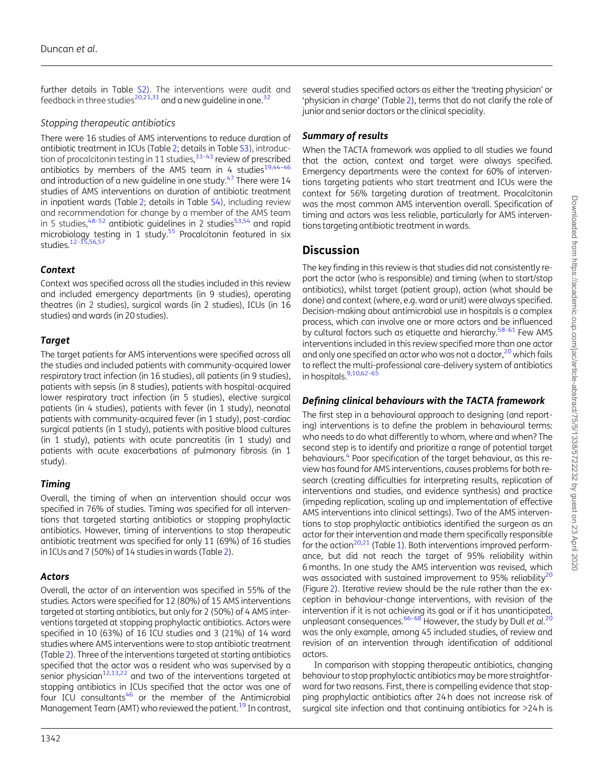further details in Table S2). The interventions were audit and feedback in three studies[20,21,31] and a new guideline in one.[32]

### Stopping therapeutic antibiotics

There were 16 studies of AMS interventions to reduce duration of antibiotic treatment in ICUs (Table 2; details in Table S3), introduction of procalcitonin testing in 11 studies,[33–43] review of prescribed antibiotics by members of the AMS team in 4 studies[19,44–46] and introduction of a new guideline in one study.[47] There were 14 studies of AMS interventions on duration of antibiotic treatment in inpatient wards (Table 2; details in Table S4), including review and recommendation for change by a member of the AMS team in 5 studies,[48–52] antibiotic guidelines in 2 studies[53,54] and rapid microbiology testing in 1 study.[55] Procalcitonin featured in six studies.[12–15,56,57]

### Context

Context was specified across all the studies included in this review and included emergency departments (in 9 studies), operating theatres (in 2 studies), surgical wards (in 2 studies), ICUs (in 16 studies) and wards (in 20 studies).

### Target

The target patients for AMS interventions were specified across all the studies and included patients with community-acquired lower respiratory tract infection (in 16 studies), all patients (in 9 studies), patients with sepsis (in 8 studies), patients with hospital-acquired lower respiratory tract infection (in 5 studies), elective surgical patients (in 4 studies), patients with fever (in 1 study), neonatal patients with community-acquired fever (in 1 study), post-cardiac surgical patients (in 1 study), patients with positive blood cultures (in 1 study), patients with acute pancreatitis (in 1 study) and patients with acute exacerbations of pulmonary fibrosis (in 1 study).

### Timing

Overall, the timing of when an intervention should occur was specified in 76% of studies. Timing was specified for all interventions that targeted starting antibiotics or stopping prophylactic antibiotics. However, timing of interventions to stop therapeutic antibiotic treatment was specified for only 11 (69%) of 16 studies in ICUs and 7 (50%) of 14 studies in wards (Table 2).

### Actors

Overall, the actor of an intervention was specified in 55% of the studies. Actors were specified for 12 (80%) of 15 AMS interventions targeted at starting antibiotics, but only for 2 (50%) of 4 AMS interventions targeted at stopping prophylactic antibiotics. Actors were specified in 10 (63%) of 16 ICU studies and 3 (21%) of 14 ward studies where AMS interventions were to stop antibiotic treatment (Table 2). Three of the interventions targeted at starting antibiotics specified that the actor was a resident who was supervised by a senior physician[12,13,22] and two of the interventions targeted at stopping antibiotics in ICUs specified that the actor was one of four ICU consultants[46] or the member of the Antimicrobial Management Team (AMT) who reviewed the patient.[19] In contrast, several studies specified actors as either the 'treating physician' or 'physician in charge' (Table 2), terms that do not clarify the role of junior and senior doctors or the clinical speciality.

### Summary of results

When the TACTA framework was applied to all studies we found that the action, context and target were always specified. Emergency departments were the context for 60% of interventions targeting patients who start treatment and ICUs were the context for 56% targeting duration of treatment. Procalcitonin was the most common AMS intervention overall. Specification of timing and actors was less reliable, particularly for AMS interventions targeting antibiotic treatment in wards.

## Discussion

The key finding in this review is that studies did not consistently report the actor (who is responsible) and timing (when to start/stop antibiotics), whilst target (patient group), action (what should be done) and context (where, e.g. ward or unit) were always specified. Decision-making about antimicrobial use in hospitals is a complex process, which can involve one or more actors and be influenced by cultural factors such as etiquette and hierarchy.[58–61] Few AMS interventions included in this review specified more than one actor and only one specified an actor who was not a doctor,[20] which fails to reflect the multi-professional care-delivery system of antibiotics in hospitals.[9,10,62–65]

### Defining clinical behaviours with the TACTA framework

The first step in a behavioural approach to designing (and reporting) interventions is to define the problem in behavioural terms: who needs to do what differently to whom, where and when? The second step is to identify and prioritize a range of potential target behaviours.[4] Poor specification of the target behaviour, as this review has found for AMS interventions, causes problems for both research (creating difficulties for interpreting results, replication of interventions and studies, and evidence synthesis) and practice (impeding replication, scaling up and implementation of effective AMS interventions into clinical settings). Two of the AMS interventions to stop prophylactic antibiotics identified the surgeon as an actor for their intervention and made them specifically responsible for the action[20,21] (Table 1). Both interventions improved performance, but did not reach the target of 95% reliability within 6 months. In one study the AMS intervention was revised, which was associated with sustained improvement to 95% reliability[20] (Figure 2). Iterative review should be the rule rather than the exception in behaviour-change interventions, with revision of the intervention if it is not achieving its goal or if it has unanticipated, unpleasant consequences.[66–68] However, the study by Dull *et al.*[20] was the only example, among 45 included studies, of review and revision of an intervention through identification of additional actors.

In comparison with stopping therapeutic antibiotics, changing behaviour to stop prophylactic antibiotics may be more straightforward for two reasons. First, there is compelling evidence that stopping prophylactic antibiotics after 24 h does not increase risk of surgical site infection and that continuing antibiotics for >24 h is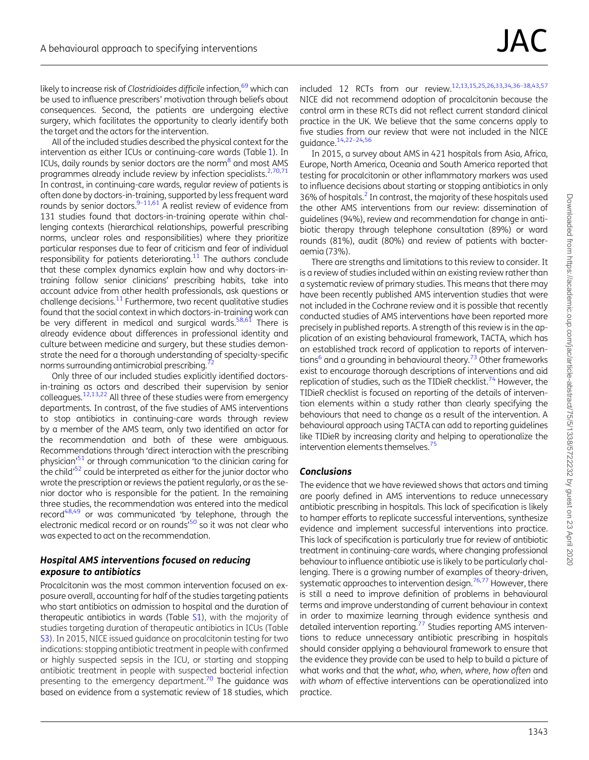likely to increase risk of *Clostridioides difficile* infection,[69] which can be used to influence prescribers' motivation through beliefs about consequences. Second, the patients are undergoing elective surgery, which facilitates the opportunity to clearly identify both the target and the actors for the intervention.

All of the included studies described the physical context for the intervention as either ICUs or continuing-care wards (Table 1). In ICUs, daily rounds by senior doctors are the norm[8] and most AMS programmes already include review by infection specialists.[2,70,71] In contrast, in continuing-care wards, regular review of patients is often done by doctors-in-training, supported by less frequent ward rounds by senior doctors.[9–11,61] A realist review of evidence from 131 studies found that doctors-in-training operate within challenging contexts (hierarchical relationships, powerful prescribing norms, unclear roles and responsibilities) where they prioritize particular responses due to fear of criticism and fear of individual responsibility for patients deteriorating.[11] The authors conclude that these complex dynamics explain how and why doctors-in-training follow senior clinicians' prescribing habits, take into account advice from other health professionals, ask questions or challenge decisions.[11] Furthermore, two recent qualitative studies found that the social context in which doctors-in-training work can be very different in medical and surgical wards.[58,61] There is already evidence about differences in professional identity and culture between medicine and surgery, but these studies demonstrate the need for a thorough understanding of specialty-specific norms surrounding antimicrobial prescribing.[72]

Only three of our included studies explicitly identified doctors-in-training as actors and described their supervision by senior colleagues.[12,13,22] All three of these studies were from emergency departments. In contrast, of the five studies of AMS interventions to stop antibiotics in continuing-care wards through review by a member of the AMS team, only two identified an actor for the recommendation and both of these were ambiguous. Recommendations through 'direct interaction with the prescribing physician'[51] or through communication 'to the clinician caring for the child'[52] could be interpreted as either for the junior doctor who wrote the prescription or reviews the patient regularly, or as the senior doctor who is responsible for the patient. In the remaining three studies, the recommendation was entered into the medical record[48,49] or was communicated 'by telephone, through the electronic medical record or on rounds'[50] so it was not clear who was expected to act on the recommendation.

### Hospital AMS interventions focused on reducing exposure to antibiotics

Procalcitonin was the most common intervention focused on exposure overall, accounting for half of the studies targeting patients who start antibiotics on admission to hospital and the duration of therapeutic antibiotics in wards (Table S1), with the majority of studies targeting duration of therapeutic antibiotics in ICUs (Table S3). In 2015, NICE issued guidance on procalcitonin testing for two indications: stopping antibiotic treatment in people with confirmed or highly suspected sepsis in the ICU, or starting and stopping antibiotic treatment in people with suspected bacterial infection presenting to the emergency department.[70] The guidance was based on evidence from a systematic review of 18 studies, which included 12 RCTs from our review.[12,13,15,25,26,33,34,36–38,43,57] NICE did not recommend adoption of procalcitonin because the control arm in these RCTs did not reflect current standard clinical practice in the UK. We believe that the same concerns apply to five studies from our review that were not included in the NICE guidance.[14,22–24,56]

In 2015, a survey about AMS in 421 hospitals from Asia, Africa, Europe, North America, Oceania and South America reported that testing for procalcitonin or other inflammatory markers was used to influence decisions about starting or stopping antibiotics in only 36% of hospitals.[2] In contrast, the majority of these hospitals used the other AMS interventions from our review: dissemination of guidelines (94%), review and recommendation for change in antibiotic therapy through telephone consultation (89%) or ward rounds (81%), audit (80%) and review of patients with bacteraemia (73%).

There are strengths and limitations to this review to consider. It is a review of studies included within an existing review rather than a systematic review of primary studies. This means that there may have been recently published AMS intervention studies that were not included in the Cochrane review and it is possible that recently conducted studies of AMS interventions have been reported more precisely in published reports. A strength of this review is in the application of an existing behavioural framework, TACTA, which has an established track record of application to reports of interventions[6] and a grounding in behavioural theory.[73] Other frameworks exist to encourage thorough descriptions of interventions and aid replication of studies, such as the TIDieR checklist.[74] However, the TIDieR checklist is focused on reporting of the details of intervention elements within a study rather than clearly specifying the behaviours that need to change as a result of the intervention. A behavioural approach using TACTA can add to reporting guidelines like TIDieR by increasing clarity and helping to operationalize the intervention elements themselves.[75]

### Conclusions

The evidence that we have reviewed shows that actors and timing are poorly defined in AMS interventions to reduce unnecessary antibiotic prescribing in hospitals. This lack of specification is likely to hamper efforts to replicate successful interventions, synthesize evidence and implement successful interventions into practice. This lack of specification is particularly true for review of antibiotic treatment in continuing-care wards, where changing professional behaviour to influence antibiotic use is likely to be particularly challenging. There is a growing number of examples of theory-driven, systematic approaches to intervention design.[76,77] However, there is still a need to improve definition of problems in behavioural terms and improve understanding of current behaviour in context in order to maximize learning through evidence synthesis and detailed intervention reporting.[77] Studies reporting AMS interventions to reduce unnecessary antibiotic prescribing in hospitals should consider applying a behavioural framework to ensure that the evidence they provide can be used to help to build a picture of what works and that the *what*, *who*, *when*, *where*, *how often* and *with whom* of effective interventions can be operationalized into practice.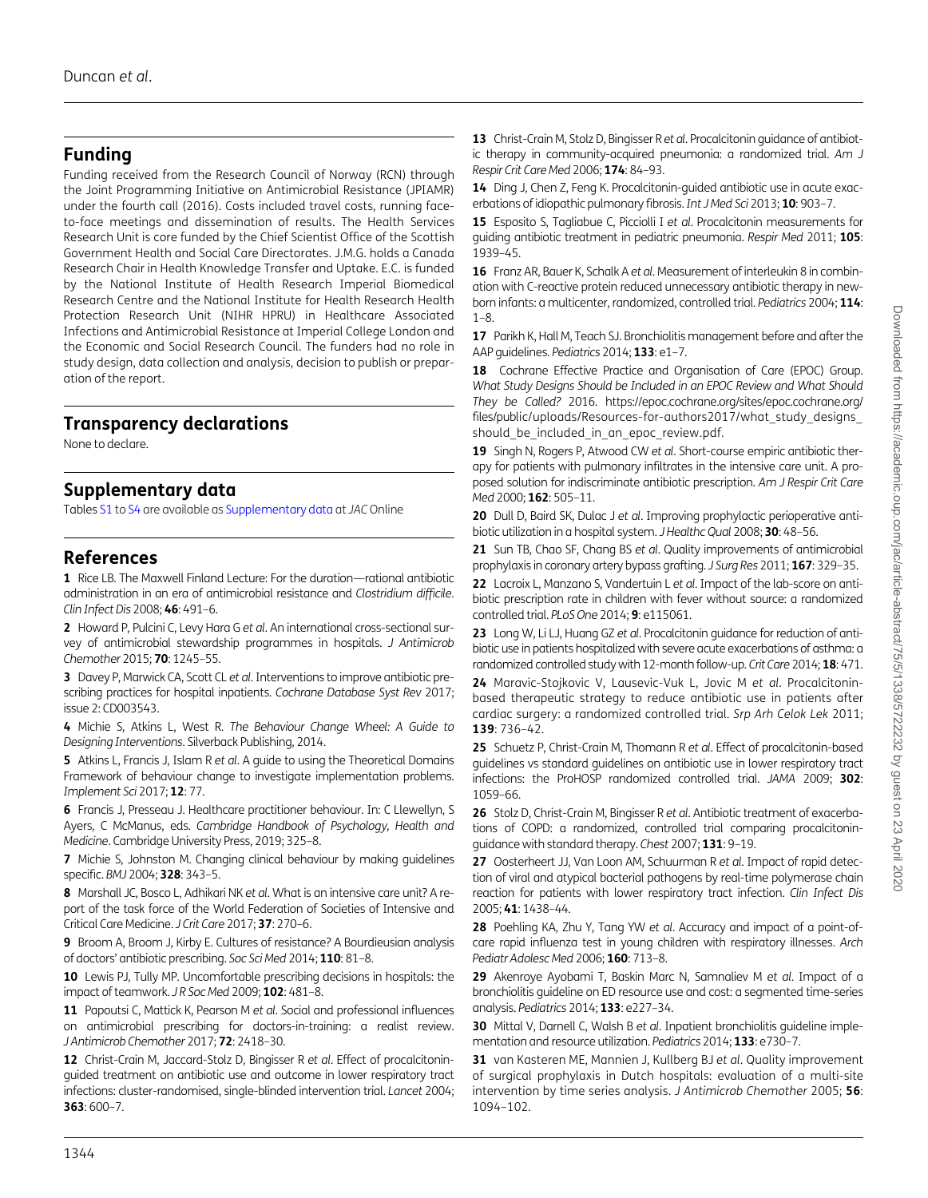## Funding

Funding received from the Research Council of Norway (RCN) through the Joint Programming Initiative on Antimicrobial Resistance (JPIAMR) under the fourth call (2016). Costs included travel costs, running face-to-face meetings and dissemination of results. The Health Services Research Unit is core funded by the Chief Scientist Office of the Scottish Government Health and Social Care Directorates. J.M.G. holds a Canada Research Chair in Health Knowledge Transfer and Uptake. E.C. is funded by the National Institute of Health Research Imperial Biomedical Research Centre and the National Institute for Health Research Health Protection Research Unit (NIHR HPRU) in Healthcare Associated Infections and Antimicrobial Resistance at Imperial College London and the Economic and Social Research Council. The funders had no role in study design, data collection and analysis, decision to publish or preparation of the report.

## Transparency declarations

None to declare.

## Supplementary data

Tables S1 to S4 are available as Supplementary data at *JAC* Online

## References

**1** Rice LB. The Maxwell Finland Lecture: For the duration—rational antibiotic administration in an era of antimicrobial resistance and *Clostridium difficile*. *Clin Infect Dis* 2008; **46**: 491–6.

**2** Howard P, Pulcini C, Levy Hara G *et al*. An international cross-sectional survey of antimicrobial stewardship programmes in hospitals. *J Antimicrob Chemother* 2015; **70**: 1245–55.

**3** Davey P, Marwick CA, Scott CL *et al*. Interventions to improve antibiotic prescribing practices for hospital inpatients. *Cochrane Database Syst Rev* 2017; issue 2: CD003543.

**4** Michie S, Atkins L, West R. *The Behaviour Change Wheel: A Guide to Designing Interventions*. Silverback Publishing, 2014.

**5** Atkins L, Francis J, Islam R *et al*. A guide to using the Theoretical Domains Framework of behaviour change to investigate implementation problems. *Implement Sci* 2017; **12**: 77.

**6** Francis J, Presseau J. Healthcare practitioner behaviour. In: C Llewellyn, S Ayers, C McManus, eds. *Cambridge Handbook of Psychology, Health and Medicine*. Cambridge University Press, 2019; 325–8.

**7** Michie S, Johnston M. Changing clinical behaviour by making guidelines specific. *BMJ* 2004; **328**: 343–5.

**8** Marshall JC, Bosco L, Adhikari NK *et al*. What is an intensive care unit? A report of the task force of the World Federation of Societies of Intensive and Critical Care Medicine. *J Crit Care* 2017; **37**: 270–6.

**9** Broom A, Broom J, Kirby E. Cultures of resistance? A Bourdieusian analysis of doctors' antibiotic prescribing. *Soc Sci Med* 2014; **110**: 81–8.

**10** Lewis PJ, Tully MP. Uncomfortable prescribing decisions in hospitals: the impact of teamwork. *J R Soc Med* 2009; **102**: 481–8.

**11** Papoutsi C, Mattick K, Pearson M *et al*. Social and professional influences on antimicrobial prescribing for doctors-in-training: a realist review. *J Antimicrob Chemother* 2017; **72**: 2418–30.

**12** Christ-Crain M, Jaccard-Stolz D, Bingisser R *et al*. Effect of procalcitonin-guided treatment on antibiotic use and outcome in lower respiratory tract infections: cluster-randomised, single-blinded intervention trial. *Lancet* 2004; **363**: 600–7.

**13** Christ-Crain M, Stolz D, Bingisser R *et al*. Procalcitonin guidance of antibiotic therapy in community-acquired pneumonia: a randomized trial. *Am J Respir Crit Care Med* 2006; **174**: 84–93.

**14** Ding J, Chen Z, Feng K. Procalcitonin-guided antibiotic use in acute exacerbations of idiopathic pulmonary fibrosis. *Int J Med Sci* 2013; **10**: 903–7.

**15** Esposito S, Tagliabue C, Picciolli I *et al*. Procalcitonin measurements for guiding antibiotic treatment in pediatric pneumonia. *Respir Med* 2011; **105**: 1939–45.

**16** Franz AR, Bauer K, Schalk A *et al*. Measurement of interleukin 8 in combination with C-reactive protein reduced unnecessary antibiotic therapy in newborn infants: a multicenter, randomized, controlled trial. *Pediatrics* 2004; **114**: 1–8.

**17** Parikh K, Hall M, Teach SJ. Bronchiolitis management before and after the AAP guidelines. *Pediatrics* 2014; **133**: e1–7.

**18** Cochrane Effective Practice and Organisation of Care (EPOC) Group. *What Study Designs Should be Included in an EPOC Review and What Should They be Called?* 2016. https://epoc.cochrane.org/sites/epoc.cochrane.org/files/public/uploads/Resources-for-authors2017/what_study_designs_should_be_included_in_an_epoc_review.pdf.

**19** Singh N, Rogers P, Atwood CW *et al*. Short-course empiric antibiotic therapy for patients with pulmonary infiltrates in the intensive care unit. A proposed solution for indiscriminate antibiotic prescription. *Am J Respir Crit Care Med* 2000; **162**: 505–11.

**20** Dull D, Baird SK, Dulac J *et al*. Improving prophylactic perioperative antibiotic utilization in a hospital system. *J Healthc Qual* 2008; **30**: 48–56.

**21** Sun TB, Chao SF, Chang BS *et al*. Quality improvements of antimicrobial prophylaxis in coronary artery bypass grafting. *J Surg Res* 2011; **167**: 329–35.

**22** Lacroix L, Manzano S, Vandertuin L *et al*. Impact of the lab-score on antibiotic prescription rate in children with fever without source: a randomized controlled trial. *PLoS One* 2014; **9**: e115061.

**23** Long W, Li LJ, Huang GZ *et al*. Procalcitonin guidance for reduction of antibiotic use in patients hospitalized with severe acute exacerbations of asthma: a randomized controlled study with 12-month follow-up. *Crit Care* 2014; **18**: 471.

**24** Maravic-Stojkovic V, Lausevic-Vuk L, Jovic M *et al*. Procalcitonin-based therapeutic strategy to reduce antibiotic use in patients after cardiac surgery: a randomized controlled trial. *Srp Arh Celok Lek* 2011; **139**: 736–42.

**25** Schuetz P, Christ-Crain M, Thomann R *et al*. Effect of procalcitonin-based guidelines vs standard guidelines on antibiotic use in lower respiratory tract infections: the ProHOSP randomized controlled trial. *JAMA* 2009; **302**: 1059–66.

**26** Stolz D, Christ-Crain M, Bingisser R *et al*. Antibiotic treatment of exacerbations of COPD: a randomized, controlled trial comparing procalcitonin-guidance with standard therapy. *Chest* 2007; **131**: 9–19.

**27** Oosterheert JJ, Van Loon AM, Schuurman R *et al*. Impact of rapid detection of viral and atypical bacterial pathogens by real-time polymerase chain reaction for patients with lower respiratory tract infection. *Clin Infect Dis* 2005; **41**: 1438–44.

**28** Poehling KA, Zhu Y, Tang YW *et al*. Accuracy and impact of a point-of-care rapid influenza test in young children with respiratory illnesses. *Arch Pediatr Adolesc Med* 2006; **160**: 713–8.

**29** Akenroye Ayobami T, Baskin Marc N, Samnaliev M *et al*. Impact of a bronchiolitis guideline on ED resource use and cost: a segmented time-series analysis. *Pediatrics* 2014; **133**: e227–34.

**30** Mittal V, Darnell C, Walsh B *et al*. Inpatient bronchiolitis guideline implementation and resource utilization. *Pediatrics* 2014; **133**: e730–7.

**31** van Kasteren ME, Mannien J, Kullberg BJ *et al*. Quality improvement of surgical prophylaxis in Dutch hospitals: evaluation of a multi-site intervention by time series analysis. *J Antimicrob Chemother* 2005; **56**: 1094–102.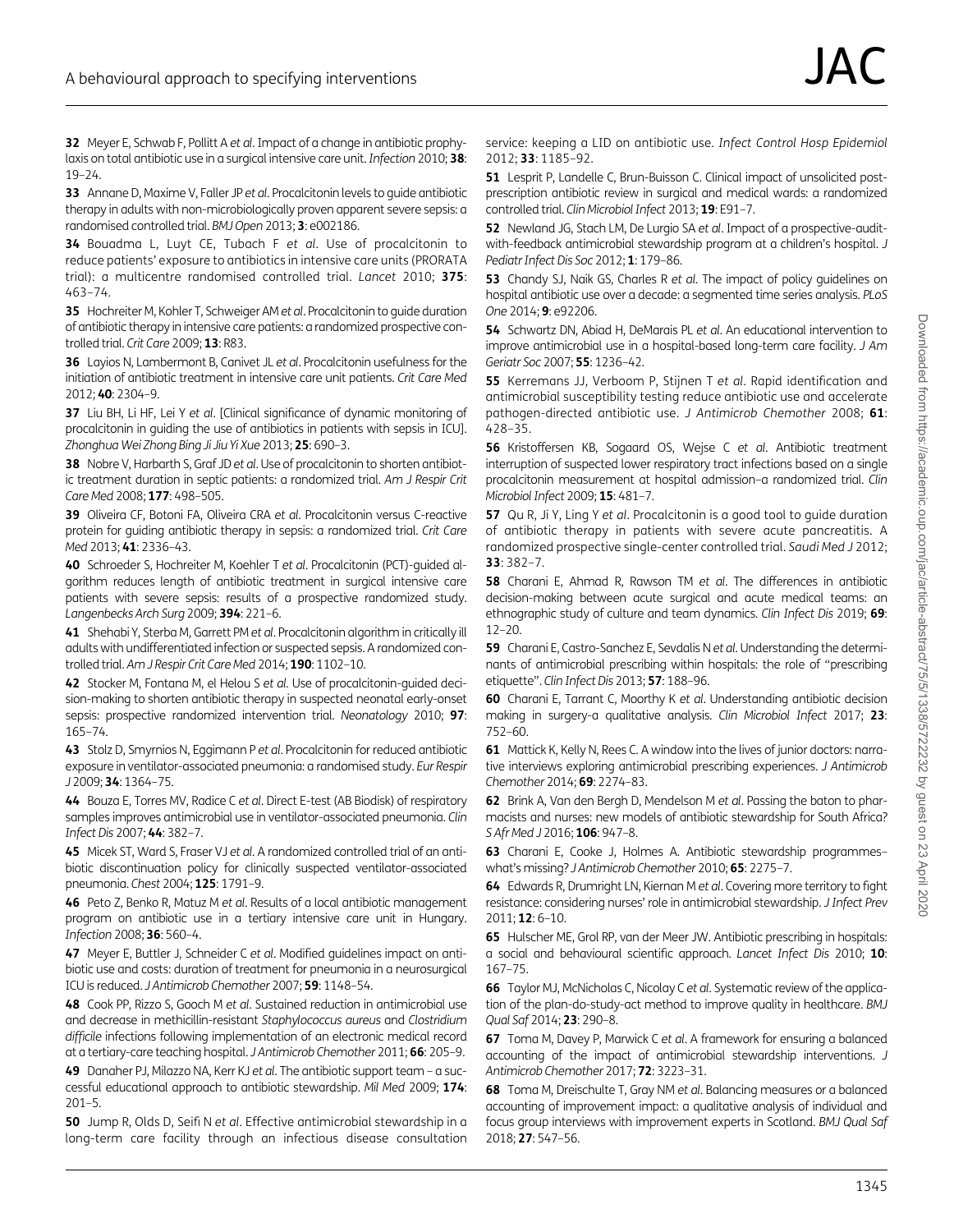**32** Meyer E, Schwab F, Pollitt A *et al*. Impact of a change in antibiotic prophylaxis on total antibiotic use in a surgical intensive care unit. *Infection* 2010; **38**: 19–24.

**33** Annane D, Maxime V, Faller JP *et al*. Procalcitonin levels to guide antibiotic therapy in adults with non-microbiologically proven apparent severe sepsis: a randomised controlled trial. *BMJ Open* 2013; **3**: e002186.

**34** Bouadma L, Luyt CE, Tubach F *et al*. Use of procalcitonin to reduce patients' exposure to antibiotics in intensive care units (PRORATA trial): a multicentre randomised controlled trial. *Lancet* 2010; **375**: 463–74.

**35** Hochreiter M, Kohler T, Schweiger AM *et al*. Procalcitonin to guide duration of antibiotic therapy in intensive care patients: a randomized prospective controlled trial. *Crit Care* 2009; **13**: R83.

**36** Layios N, Lambermont B, Canivet JL *et al*. Procalcitonin usefulness for the initiation of antibiotic treatment in intensive care unit patients. *Crit Care Med* 2012; **40**: 2304–9.

**37** Liu BH, Li HF, Lei Y *et al*. [Clinical significance of dynamic monitoring of procalcitonin in guiding the use of antibiotics in patients with sepsis in ICU]. *Zhonghua Wei Zhong Bing Ji Jiu Yi Xue* 2013; **25**: 690–3.

**38** Nobre V, Harbarth S, Graf JD *et al*. Use of procalcitonin to shorten antibiotic treatment duration in septic patients: a randomized trial. *Am J Respir Crit Care Med* 2008; **177**: 498–505.

**39** Oliveira CF, Botoni FA, Oliveira CRA *et al*. Procalcitonin versus C-reactive protein for guiding antibiotic therapy in sepsis: a randomized trial. *Crit Care Med* 2013; **41**: 2336–43.

**40** Schroeder S, Hochreiter M, Koehler T *et al*. Procalcitonin (PCT)-guided algorithm reduces length of antibiotic treatment in surgical intensive care patients with severe sepsis: results of a prospective randomized study. *Langenbecks Arch Surg* 2009; **394**: 221–6.

**41** Shehabi Y, Sterba M, Garrett PM *et al*. Procalcitonin algorithm in critically ill adults with undifferentiated infection or suspected sepsis. A randomized controlled trial. *Am J Respir Crit Care Med* 2014; **190**: 1102–10.

**42** Stocker M, Fontana M, el Helou S *et al*. Use of procalcitonin-guided decision-making to shorten antibiotic therapy in suspected neonatal early-onset sepsis: prospective randomized intervention trial. *Neonatology* 2010; **97**: 165–74.

**43** Stolz D, Smyrnios N, Eggimann P *et al*. Procalcitonin for reduced antibiotic exposure in ventilator-associated pneumonia: a randomised study. *Eur Respir J* 2009; **34**: 1364–75.

**44** Bouza E, Torres MV, Radice C *et al*. Direct E-test (AB Biodisk) of respiratory samples improves antimicrobial use in ventilator-associated pneumonia. *Clin Infect Dis* 2007; **44**: 382–7.

**45** Micek ST, Ward S, Fraser VJ *et al*. A randomized controlled trial of an antibiotic discontinuation policy for clinically suspected ventilator-associated pneumonia. *Chest* 2004; **125**: 1791–9.

**46** Peto Z, Benko R, Matuz M *et al*. Results of a local antibiotic management program on antibiotic use in a tertiary intensive care unit in Hungary. *Infection* 2008; **36**: 560–4.

**47** Meyer E, Buttler J, Schneider C *et al*. Modified guidelines impact on antibiotic use and costs: duration of treatment for pneumonia in a neurosurgical ICU is reduced. *J Antimicrob Chemother* 2007; **59**: 1148–54.

**48** Cook PP, Rizzo S, Gooch M *et al*. Sustained reduction in antimicrobial use and decrease in methicillin-resistant *Staphylococcus aureus* and *Clostridium difficile* infections following implementation of an electronic medical record at a tertiary-care teaching hospital. *J Antimicrob Chemother* 2011; **66**: 205–9.

**49** Danaher PJ, Milazzo NA, Kerr KJ *et al*. The antibiotic support team – a successful educational approach to antibiotic stewardship. *Mil Med* 2009; **174**: 201–5.

**50** Jump R, Olds D, Seifi N *et al*. Effective antimicrobial stewardship in a long-term care facility through an infectious disease consultation service: keeping a LID on antibiotic use. *Infect Control Hosp Epidemiol* 2012; **33**: 1185–92.

**51** Lesprit P, Landelle C, Brun-Buisson C. Clinical impact of unsolicited post-prescription antibiotic review in surgical and medical wards: a randomized controlled trial. *Clin Microbiol Infect* 2013; **19**: E91–7.

**52** Newland JG, Stach LM, De Lurgio SA *et al*. Impact of a prospective-audit-with-feedback antimicrobial stewardship program at a children's hospital. *J Pediatr Infect Dis Soc* 2012; **1**: 179–86.

**53** Chandy SJ, Naik GS, Charles R *et al*. The impact of policy guidelines on hospital antibiotic use over a decade: a segmented time series analysis. *PLoS One* 2014; **9**: e92206.

**54** Schwartz DN, Abiad H, DeMarais PL *et al*. An educational intervention to improve antimicrobial use in a hospital-based long-term care facility. *J Am Geriatr Soc* 2007; **55**: 1236–42.

**55** Kerremans JJ, Verboom P, Stijnen T *et al*. Rapid identification and antimicrobial susceptibility testing reduce antibiotic use and accelerate pathogen-directed antibiotic use. *J Antimicrob Chemother* 2008; **61**: 428–35.

**56** Kristoffersen KB, Sogaard OS, Wejse C *et al*. Antibiotic treatment interruption of suspected lower respiratory tract infections based on a single procalcitonin measurement at hospital admission–a randomized trial. *Clin Microbiol Infect* 2009; **15**: 481–7.

**57** Qu R, Ji Y, Ling Y *et al*. Procalcitonin is a good tool to guide duration of antibiotic therapy in patients with severe acute pancreatitis. A randomized prospective single-center controlled trial. *Saudi Med J* 2012; **33**: 382–7.

**58** Charani E, Ahmad R, Rawson TM *et al*. The differences in antibiotic decision-making between acute surgical and acute medical teams: an ethnographic study of culture and team dynamics. *Clin Infect Dis* 2019; **69**: 12–20.

**59** Charani E, Castro-Sanchez E, Sevdalis N *et al*. Understanding the determinants of antimicrobial prescribing within hospitals: the role of "prescribing etiquette". *Clin Infect Dis* 2013; **57**: 188–96.

**60** Charani E, Tarrant C, Moorthy K *et al*. Understanding antibiotic decision making in surgery-a qualitative analysis. *Clin Microbiol Infect* 2017; **23**: 752–60.

**61** Mattick K, Kelly N, Rees C. A window into the lives of junior doctors: narrative interviews exploring antimicrobial prescribing experiences. *J Antimicrob Chemother* 2014; **69**: 2274–83.

**62** Brink A, Van den Bergh D, Mendelson M *et al*. Passing the baton to pharmacists and nurses: new models of antibiotic stewardship for South Africa? *S Afr Med J* 2016; **106**: 947–8.

**63** Charani E, Cooke J, Holmes A. Antibiotic stewardship programmes–what's missing? *J Antimicrob Chemother* 2010; **65**: 2275–7.

**64** Edwards R, Drumright LN, Kiernan M *et al*. Covering more territory to fight resistance: considering nurses' role in antimicrobial stewardship. *J Infect Prev* 2011; **12**: 6–10.

**65** Hulscher ME, Grol RP, van der Meer JW. Antibiotic prescribing in hospitals: a social and behavioural scientific approach. *Lancet Infect Dis* 2010; **10**: 167–75.

**66** Taylor MJ, McNicholas C, Nicolay C *et al*. Systematic review of the application of the plan-do-study-act method to improve quality in healthcare. *BMJ Qual Saf* 2014; **23**: 290–8.

**67** Toma M, Davey P, Marwick C *et al*. A framework for ensuring a balanced accounting of the impact of antimicrobial stewardship interventions. *J Antimicrob Chemother* 2017; **72**: 3223–31.

**68** Toma M, Dreischulte T, Gray NM *et al*. Balancing measures or a balanced accounting of improvement impact: a qualitative analysis of individual and focus group interviews with improvement experts in Scotland. *BMJ Qual Saf* 2018; **27**: 547–56.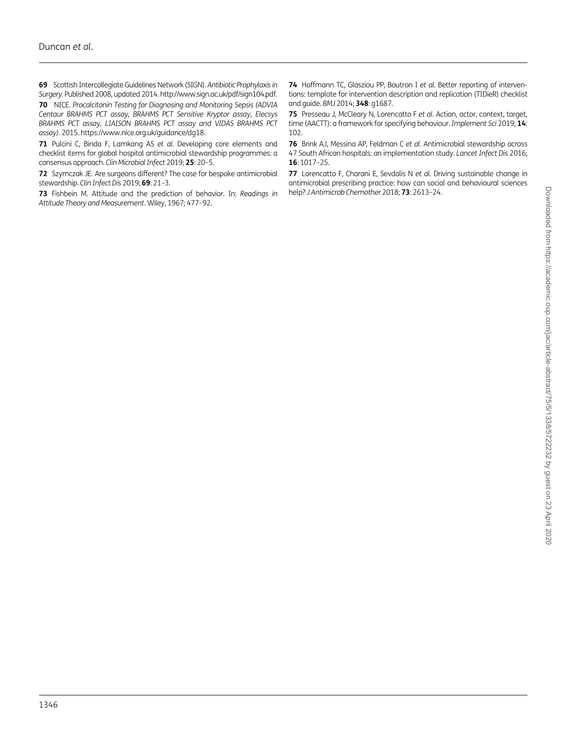**69** Scottish Intercollegiate Guidelines Network (SIGN). *Antibiotic Prophylaxis in Surgery*. Published 2008, updated 2014. http://www.sign.ac.uk/pdf/sign104.pdf.

**70** NICE. *Procalcitonin Testing for Diagnosing and Monitoring Sepsis (ADVIA Centaur BRAHMS PCT assay, BRAHMS PCT Sensitive Kryptor assay, Elecsys BRAHMS PCT assay, LIAISON BRAHMS PCT assay and VIDAS BRAHMS PCT assay)*. 2015. https://www.nice.org.uk/guidance/dg18.

**71** Pulcini C, Binda F, Lamkang AS *et al*. Developing core elements and checklist items for global hospital antimicrobial stewardship programmes: a consensus approach. *Clin Microbiol Infect* 2019; **25**: 20–5.

**72** Szymczak JE. Are surgeons different? The case for bespoke antimicrobial stewardship. *Clin Infect Dis* 2019; **69**: 21–3.

**73** Fishbein M. Attitude and the prediction of behavior. In: *Readings in Attitude Theory and Measurement*. Wiley, 1967; 477–92.

**74** Hoffmann TC, Glasziou PP, Boutron I *et al*. Better reporting of interventions: template for intervention description and replication (TIDieR) checklist and guide. *BMJ* 2014; **348**: g1687.

**75** Presseau J, McCleary N, Lorencatto F *et al*. Action, actor, context, target, time (AACTT): a framework for specifying behaviour. *Implement Sci* 2019; **14**: 102.

**76** Brink AJ, Messina AP, Feldman C *et al*. Antimicrobial stewardship across 47 South African hospitals: an implementation study. *Lancet Infect Dis* 2016; **16**: 1017–25.

**77** Lorencatto F, Charani E, Sevdalis N *et al*. Driving sustainable change in antimicrobial prescribing practice: how can social and behavioural sciences help? *J Antimicrob Chemother* 2018; **73**: 2613–24.